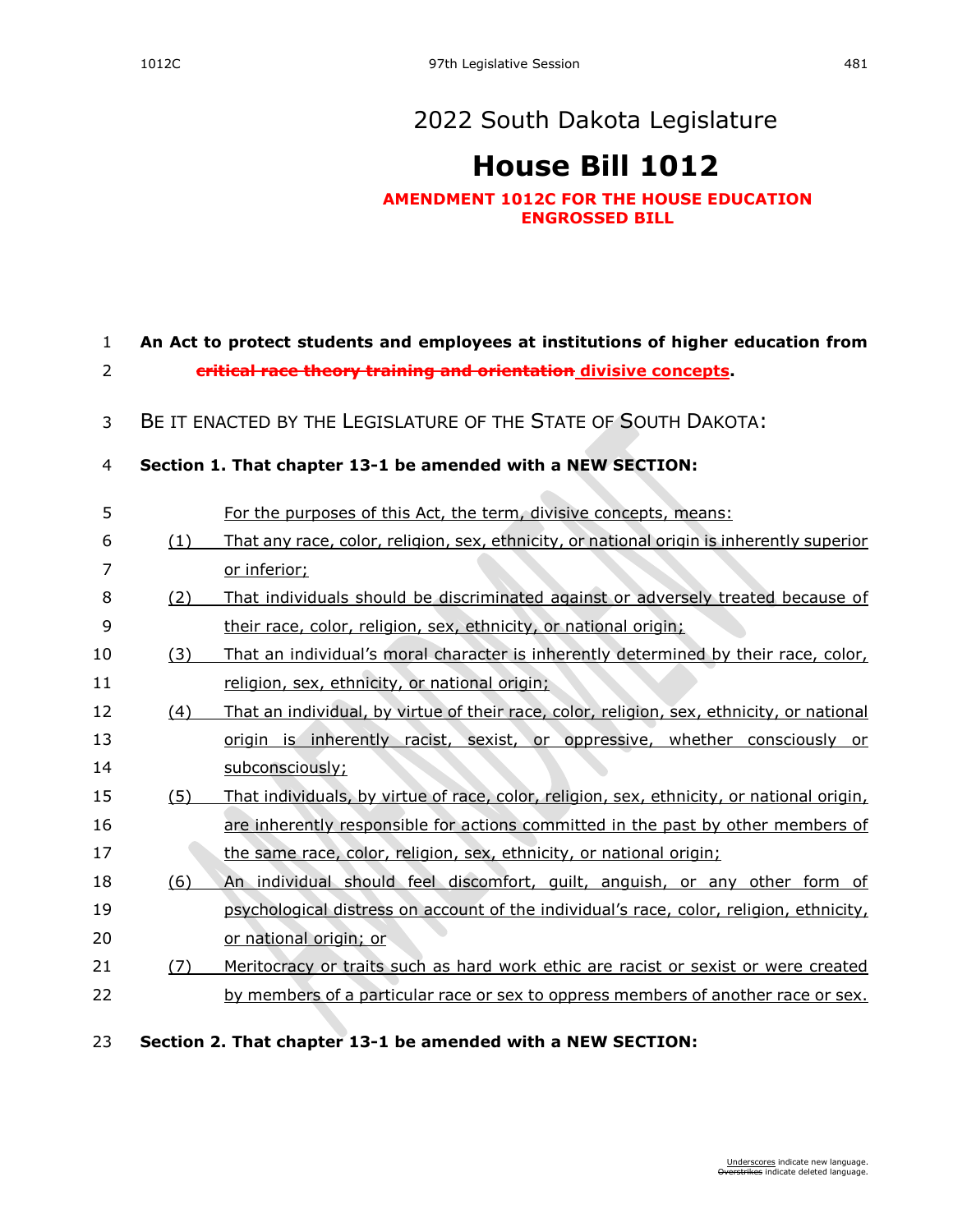# 2022 South Dakota Legislature

# House Bill 1012

**AMENDMENT 1012C FOR THE HOUSE EDUCATION ENGROSSED BILL**

**An Act to protect students and employees at institutions of higher education from ~~critical race theory training and orientation~~ divisive concepts.**

BE IT ENACTED BY THE LEGISLATURE OF THE STATE OF SOUTH DAKOTA:

**Section 1. That chapter 13-1 be amended with a NEW SECTION:**

For the purposes of this Act, the term, divisive concepts, means:

(1) That any race, color, religion, sex, ethnicity, or national origin is inherently superior or inferior;

(2) That individuals should be discriminated against or adversely treated because of their race, color, religion, sex, ethnicity, or national origin;

(3) That an individual's moral character is inherently determined by their race, color, religion, sex, ethnicity, or national origin;

(4) That an individual, by virtue of their race, color, religion, sex, ethnicity, or national origin is inherently racist, sexist, or oppressive, whether consciously or subconsciously;

(5) That individuals, by virtue of race, color, religion, sex, ethnicity, or national origin, are inherently responsible for actions committed in the past by other members of the same race, color, religion, sex, ethnicity, or national origin;

(6) An individual should feel discomfort, guilt, anguish, or any other form of psychological distress on account of the individual's race, color, religion, ethnicity, or national origin; or

(7) Meritocracy or traits such as hard work ethic are racist or sexist or were created by members of a particular race or sex to oppress members of another race or sex.

**Section 2. That chapter 13-1 be amended with a NEW SECTION:**

Underscores indicate new language.
~~Overstrikes~~ indicate deleted language.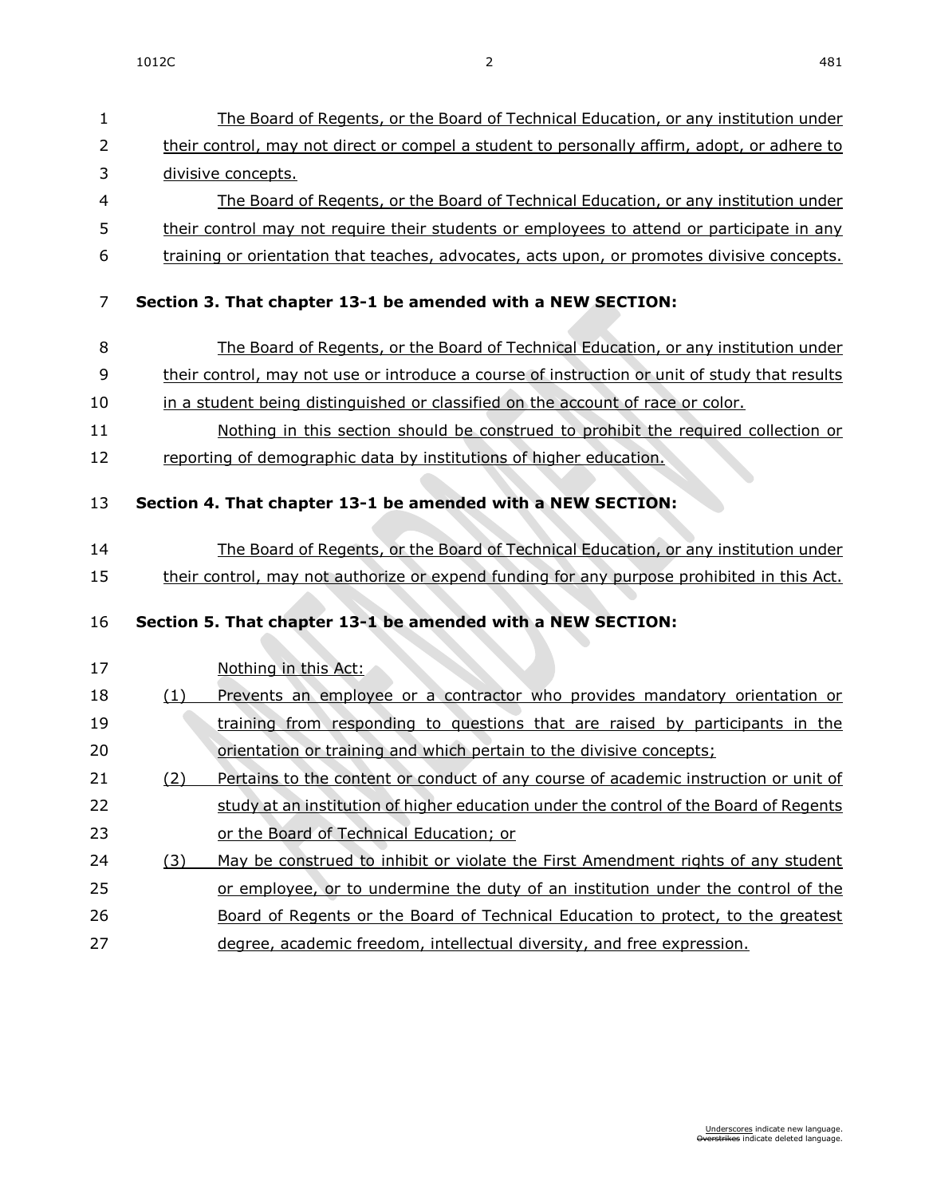The Board of Regents, or the Board of Technical Education, or any institution under their control, may not direct or compel a student to personally affirm, adopt, or adhere to divisive concepts.

The Board of Regents, or the Board of Technical Education, or any institution under their control may not require their students or employees to attend or participate in any training or orientation that teaches, advocates, acts upon, or promotes divisive concepts.

**Section 3. That chapter 13-1 be amended with a NEW SECTION:**

The Board of Regents, or the Board of Technical Education, or any institution under their control, may not use or introduce a course of instruction or unit of study that results in a student being distinguished or classified on the account of race or color.

Nothing in this section should be construed to prohibit the required collection or reporting of demographic data by institutions of higher education.

**Section 4. That chapter 13-1 be amended with a NEW SECTION:**

The Board of Regents, or the Board of Technical Education, or any institution under their control, may not authorize or expend funding for any purpose prohibited in this Act.

**Section 5. That chapter 13-1 be amended with a NEW SECTION:**

Nothing in this Act:

(1) Prevents an employee or a contractor who provides mandatory orientation or training from responding to questions that are raised by participants in the orientation or training and which pertain to the divisive concepts;

(2) Pertains to the content or conduct of any course of academic instruction or unit of study at an institution of higher education under the control of the Board of Regents or the Board of Technical Education; or

(3) May be construed to inhibit or violate the First Amendment rights of any student or employee, or to undermine the duty of an institution under the control of the Board of Regents or the Board of Technical Education to protect, to the greatest degree, academic freedom, intellectual diversity, and free expression.